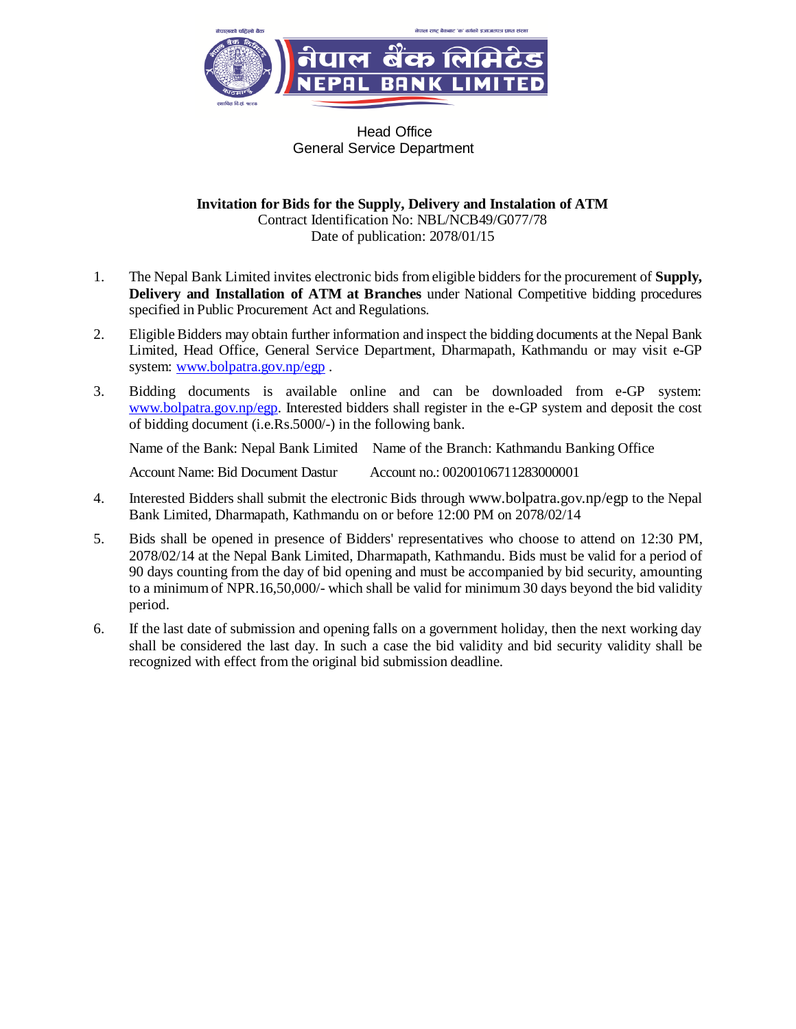नेपालको पहिलो बैंक

नेपाल राष्ट्र बैंकबाट 'क' वर्गको इजाजतपत्र प्राप्त संस्था

# नेपाल बैंक लिमिटेड
# NEPAL BANK LIMITED

Head Office
General Service Department

**Invitation for Bids for the Supply, Delivery and Instalation of ATM**
Contract Identification No: NBL/NCB49/G077/78
Date of publication: 2078/01/15

1. The Nepal Bank Limited invites electronic bids from eligible bidders for the procurement of **Supply, Delivery and Installation of ATM at Branches** under National Competitive bidding procedures specified in Public Procurement Act and Regulations.

2. Eligible Bidders may obtain further information and inspect the bidding documents at the Nepal Bank Limited, Head Office, General Service Department, Dharmapath, Kathmandu or may visit e-GP system: www.bolpatra.gov.np/egp .

3. Bidding documents is available online and can be downloaded from e-GP system: www.bolpatra.gov.np/egp. Interested bidders shall register in the e-GP system and deposit the cost of bidding document (i.e.Rs.5000/-) in the following bank.

   Name of the Bank: Nepal Bank Limited    Name of the Branch: Kathmandu Banking Office

   Account Name: Bid Document Dastur    Account no.: 00200106711283000001

4. Interested Bidders shall submit the electronic Bids through www.bolpatra.gov.np/egp to the Nepal Bank Limited, Dharmapath, Kathmandu on or before 12:00 PM on 2078/02/14

5. Bids shall be opened in presence of Bidders' representatives who choose to attend on 12:30 PM, 2078/02/14 at the Nepal Bank Limited, Dharmapath, Kathmandu. Bids must be valid for a period of 90 days counting from the day of bid opening and must be accompanied by bid security, amounting to a minimum of NPR.16,50,000/- which shall be valid for minimum 30 days beyond the bid validity period.

6. If the last date of submission and opening falls on a government holiday, then the next working day shall be considered the last day. In such a case the bid validity and bid security validity shall be recognized with effect from the original bid submission deadline.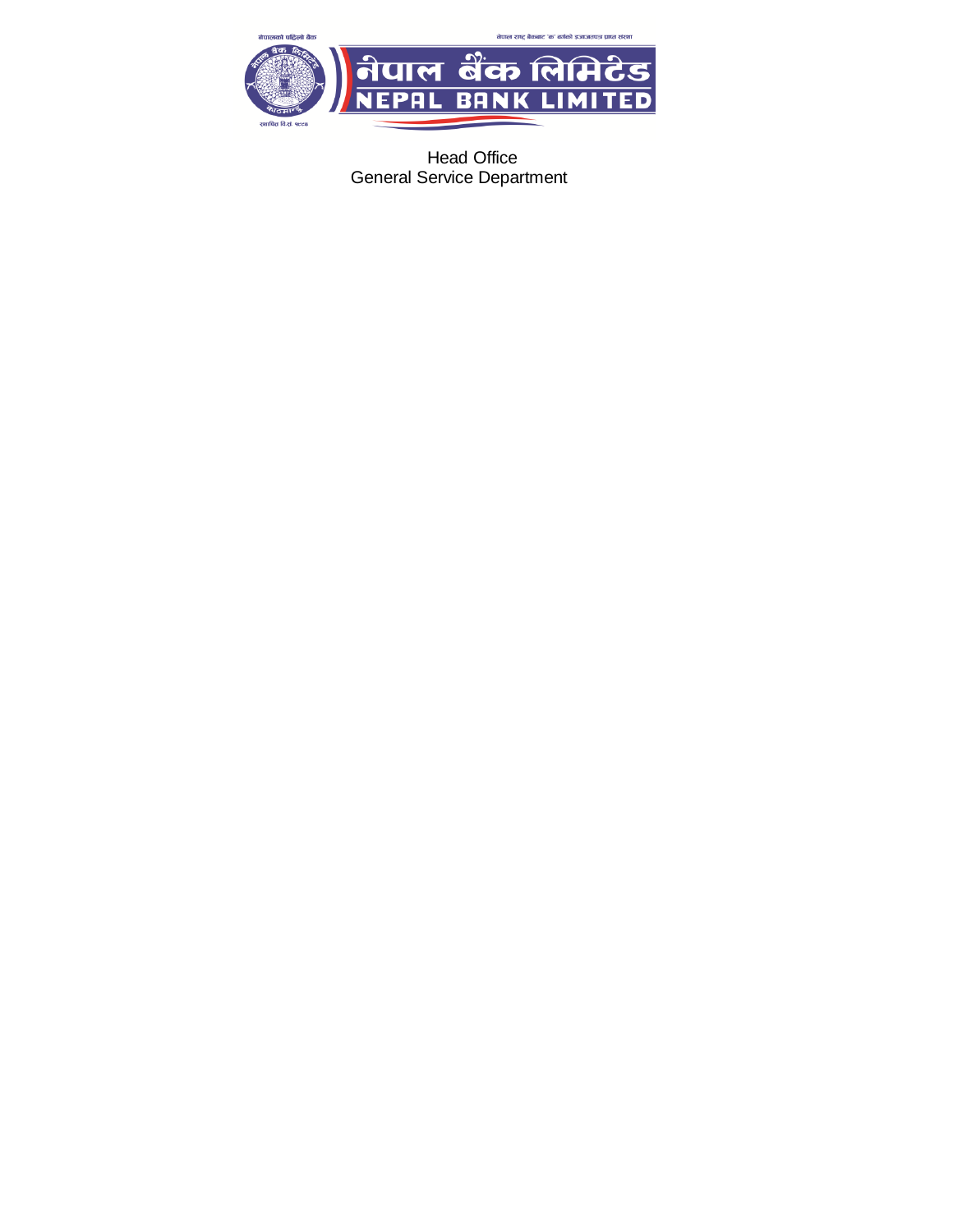नेपालको पहिलो बैंक

नेपाल राष्ट्र बैंकबाट 'क' वर्गको इजाजतपत्र प्राप्त संस्था

नेपाल बैंक लिमिटेड

NEPAL BANK LIMITED

स्थापित वि.सं. १९९४

Head Office

General Service Department